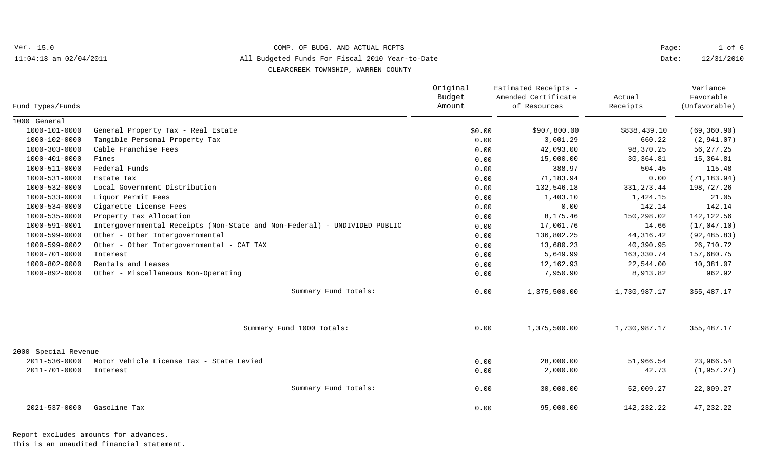Ver. 15.0

11:04:18 am 02/04/2011

# COMP. OF BUDG. AND ACTUAL RCPTS

## All Budgeted Funds For Fiscal 2010 Year-to-Date

## CLEARCREEK TOWNSHIP, WARREN COUNTY

Date: 12/31/2010

| Fund Types/Funds | | Original Budget Amount | Estimated Receipts - Amended Certificate of Resources | Actual Receipts | Variance Favorable (Unfavorable) |
|---|---|---|---|---|---|
| 1000 General | | | | | |
| 1000-101-0000 | General Property Tax - Real Estate | $0.00 | $907,800.00 | $838,439.10 | (69,360.90) |
| 1000-102-0000 | Tangible Personal Property Tax | 0.00 | 3,601.29 | 660.22 | (2,941.07) |
| 1000-303-0000 | Cable Franchise Fees | 0.00 | 42,093.00 | 98,370.25 | 56,277.25 |
| 1000-401-0000 | Fines | 0.00 | 15,000.00 | 30,364.81 | 15,364.81 |
| 1000-511-0000 | Federal Funds | 0.00 | 388.97 | 504.45 | 115.48 |
| 1000-531-0000 | Estate Tax | 0.00 | 71,183.94 | 0.00 | (71,183.94) |
| 1000-532-0000 | Local Government Distribution | 0.00 | 132,546.18 | 331,273.44 | 198,727.26 |
| 1000-533-0000 | Liquor Permit Fees | 0.00 | 1,403.10 | 1,424.15 | 21.05 |
| 1000-534-0000 | Cigarette License Fees | 0.00 | 0.00 | 142.14 | 142.14 |
| 1000-535-0000 | Property Tax Allocation | 0.00 | 8,175.46 | 150,298.02 | 142,122.56 |
| 1000-591-0001 | Intergovernmental Receipts (Non-State and Non-Federal) - UNDIVIDED PUBLIC | 0.00 | 17,061.76 | 14.66 | (17,047.10) |
| 1000-599-0000 | Other - Other Intergovernmental | 0.00 | 136,802.25 | 44,316.42 | (92,485.83) |
| 1000-599-0002 | Other - Other Intergovernmental - CAT TAX | 0.00 | 13,680.23 | 40,390.95 | 26,710.72 |
| 1000-701-0000 | Interest | 0.00 | 5,649.99 | 163,330.74 | 157,680.75 |
| 1000-802-0000 | Rentals and Leases | 0.00 | 12,162.93 | 22,544.00 | 10,381.07 |
| 1000-892-0000 | Other - Miscellaneous Non-Operating | 0.00 | 7,950.90 | 8,913.82 | 962.92 |
| | Summary Fund Totals: | 0.00 | 1,375,500.00 | 1,730,987.17 | 355,487.17 |
| | Summary Fund 1000 Totals: | 0.00 | 1,375,500.00 | 1,730,987.17 | 355,487.17 |
| 2000 Special Revenue | | | | | |
| 2011-536-0000 | Motor Vehicle License Tax - State Levied | 0.00 | 28,000.00 | 51,966.54 | 23,966.54 |
| 2011-701-0000 | Interest | 0.00 | 2,000.00 | 42.73 | (1,957.27) |
| | Summary Fund Totals: | 0.00 | 30,000.00 | 52,009.27 | 22,009.27 |
| 2021-537-0000 | Gasoline Tax | 0.00 | 95,000.00 | 142,232.22 | 47,232.22 |

Report excludes amounts for advances.

This is an unaudited financial statement.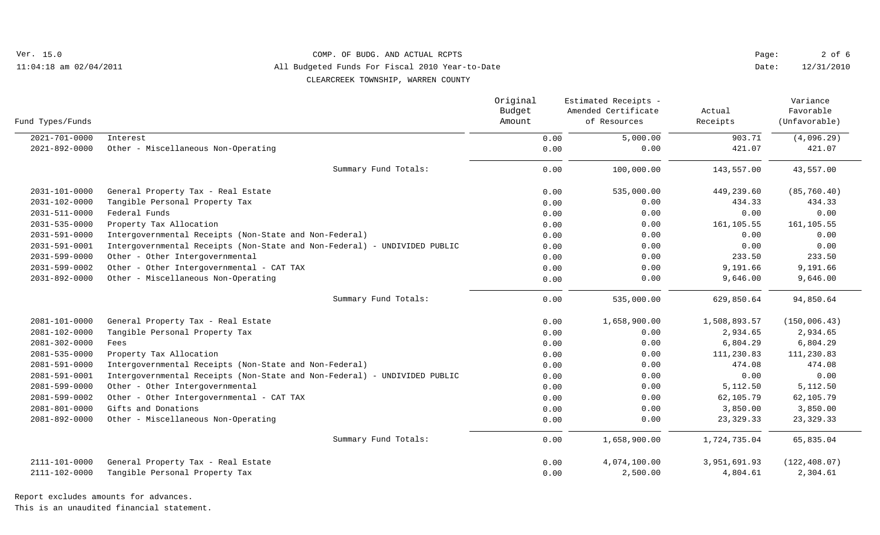COMP. OF BUDG. AND ACTUAL RCPTS

All Budgeted Funds For Fiscal 2010 Year-to-Date

CLEARCREEK TOWNSHIP, WARREN COUNTY

Ver. 15.0 | 11:04:18 am 02/04/2011 | Date: 12/31/2010

| Fund Types/Funds | | Original Budget Amount | Estimated Receipts - Amended Certificate of Resources | Actual Receipts | Variance Favorable (Unfavorable) |
|---|---|---|---|---|---|
| 2021-701-0000 | Interest | 0.00 | 5,000.00 | 903.71 | (4,096.29) |
| 2021-892-0000 | Other - Miscellaneous Non-Operating | 0.00 | 0.00 | 421.07 | 421.07 |
| | Summary Fund Totals: | 0.00 | 100,000.00 | 143,557.00 | 43,557.00 |
| 2031-101-0000 | General Property Tax - Real Estate | 0.00 | 535,000.00 | 449,239.60 | (85,760.40) |
| 2031-102-0000 | Tangible Personal Property Tax | 0.00 | 0.00 | 434.33 | 434.33 |
| 2031-511-0000 | Federal Funds | 0.00 | 0.00 | 0.00 | 0.00 |
| 2031-535-0000 | Property Tax Allocation | 0.00 | 0.00 | 161,105.55 | 161,105.55 |
| 2031-591-0000 | Intergovernmental Receipts (Non-State and Non-Federal) | 0.00 | 0.00 | 0.00 | 0.00 |
| 2031-591-0001 | Intergovernmental Receipts (Non-State and Non-Federal) - UNDIVIDED PUBLIC | 0.00 | 0.00 | 0.00 | 0.00 |
| 2031-599-0000 | Other - Other Intergovernmental | 0.00 | 0.00 | 233.50 | 233.50 |
| 2031-599-0002 | Other - Other Intergovernmental - CAT TAX | 0.00 | 0.00 | 9,191.66 | 9,191.66 |
| 2031-892-0000 | Other - Miscellaneous Non-Operating | 0.00 | 0.00 | 9,646.00 | 9,646.00 |
| | Summary Fund Totals: | 0.00 | 535,000.00 | 629,850.64 | 94,850.64 |
| 2081-101-0000 | General Property Tax - Real Estate | 0.00 | 1,658,900.00 | 1,508,893.57 | (150,006.43) |
| 2081-102-0000 | Tangible Personal Property Tax | 0.00 | 0.00 | 2,934.65 | 2,934.65 |
| 2081-302-0000 | Fees | 0.00 | 0.00 | 6,804.29 | 6,804.29 |
| 2081-535-0000 | Property Tax Allocation | 0.00 | 0.00 | 111,230.83 | 111,230.83 |
| 2081-591-0000 | Intergovernmental Receipts (Non-State and Non-Federal) | 0.00 | 0.00 | 474.08 | 474.08 |
| 2081-591-0001 | Intergovernmental Receipts (Non-State and Non-Federal) - UNDIVIDED PUBLIC | 0.00 | 0.00 | 0.00 | 0.00 |
| 2081-599-0000 | Other - Other Intergovernmental | 0.00 | 0.00 | 5,112.50 | 5,112.50 |
| 2081-599-0002 | Other - Other Intergovernmental - CAT TAX | 0.00 | 0.00 | 62,105.79 | 62,105.79 |
| 2081-801-0000 | Gifts and Donations | 0.00 | 0.00 | 3,850.00 | 3,850.00 |
| 2081-892-0000 | Other - Miscellaneous Non-Operating | 0.00 | 0.00 | 23,329.33 | 23,329.33 |
| | Summary Fund Totals: | 0.00 | 1,658,900.00 | 1,724,735.04 | 65,835.04 |
| 2111-101-0000 | General Property Tax - Real Estate | 0.00 | 4,074,100.00 | 3,951,691.93 | (122,408.07) |
| 2111-102-0000 | Tangible Personal Property Tax | 0.00 | 2,500.00 | 4,804.61 | 2,304.61 |

Report excludes amounts for advances.

This is an unaudited financial statement.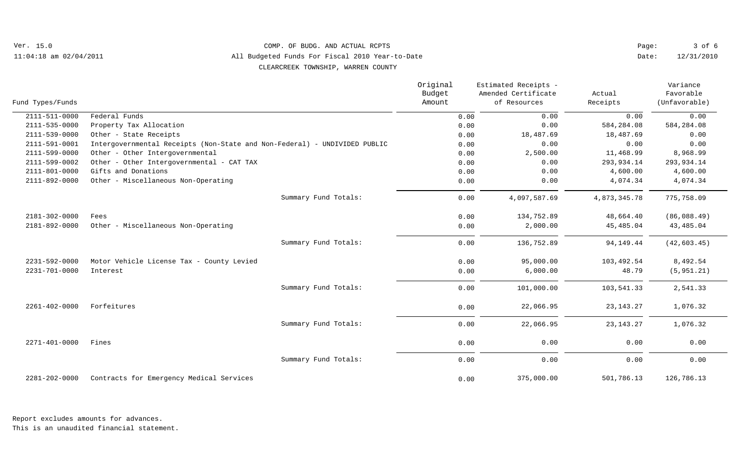COMP. OF BUDG. AND ACTUAL RCPTS

All Budgeted Funds For Fiscal 2010 Year-to-Date

CLEARCREEK TOWNSHIP, WARREN COUNTY

Ver. 15.0
11:04:18 am 02/04/2011

Date: 12/31/2010

| Fund Types/Funds | | Original Budget Amount | Estimated Receipts - Amended Certificate of Resources | Actual Receipts | Variance Favorable (Unfavorable) |
|---|---|---|---|---|---|
| 2111-511-0000 | Federal Funds | 0.00 | 0.00 | 0.00 | 0.00 |
| 2111-535-0000 | Property Tax Allocation | 0.00 | 0.00 | 584,284.08 | 584,284.08 |
| 2111-539-0000 | Other - State Receipts | 0.00 | 18,487.69 | 18,487.69 | 0.00 |
| 2111-591-0001 | Intergovernmental Receipts (Non-State and Non-Federal) - UNDIVIDED PUBLIC | 0.00 | 0.00 | 0.00 | 0.00 |
| 2111-599-0000 | Other - Other Intergovernmental | 0.00 | 2,500.00 | 11,468.99 | 8,968.99 |
| 2111-599-0002 | Other - Other Intergovernmental - CAT TAX | 0.00 | 0.00 | 293,934.14 | 293,934.14 |
| 2111-801-0000 | Gifts and Donations | 0.00 | 0.00 | 4,600.00 | 4,600.00 |
| 2111-892-0000 | Other - Miscellaneous Non-Operating | 0.00 | 0.00 | 4,074.34 | 4,074.34 |
| | Summary Fund Totals: | 0.00 | 4,097,587.69 | 4,873,345.78 | 775,758.09 |
| 2181-302-0000 | Fees | 0.00 | 134,752.89 | 48,664.40 | (86,088.49) |
| 2181-892-0000 | Other - Miscellaneous Non-Operating | 0.00 | 2,000.00 | 45,485.04 | 43,485.04 |
| | Summary Fund Totals: | 0.00 | 136,752.89 | 94,149.44 | (42,603.45) |
| 2231-592-0000 | Motor Vehicle License Tax - County Levied | 0.00 | 95,000.00 | 103,492.54 | 8,492.54 |
| 2231-701-0000 | Interest | 0.00 | 6,000.00 | 48.79 | (5,951.21) |
| | Summary Fund Totals: | 0.00 | 101,000.00 | 103,541.33 | 2,541.33 |
| 2261-402-0000 | Forfeitures | 0.00 | 22,066.95 | 23,143.27 | 1,076.32 |
| | Summary Fund Totals: | 0.00 | 22,066.95 | 23,143.27 | 1,076.32 |
| 2271-401-0000 | Fines | 0.00 | 0.00 | 0.00 | 0.00 |
| | Summary Fund Totals: | 0.00 | 0.00 | 0.00 | 0.00 |
| 2281-202-0000 | Contracts for Emergency Medical Services | 0.00 | 375,000.00 | 501,786.13 | 126,786.13 |

Report excludes amounts for advances.
This is an unaudited financial statement.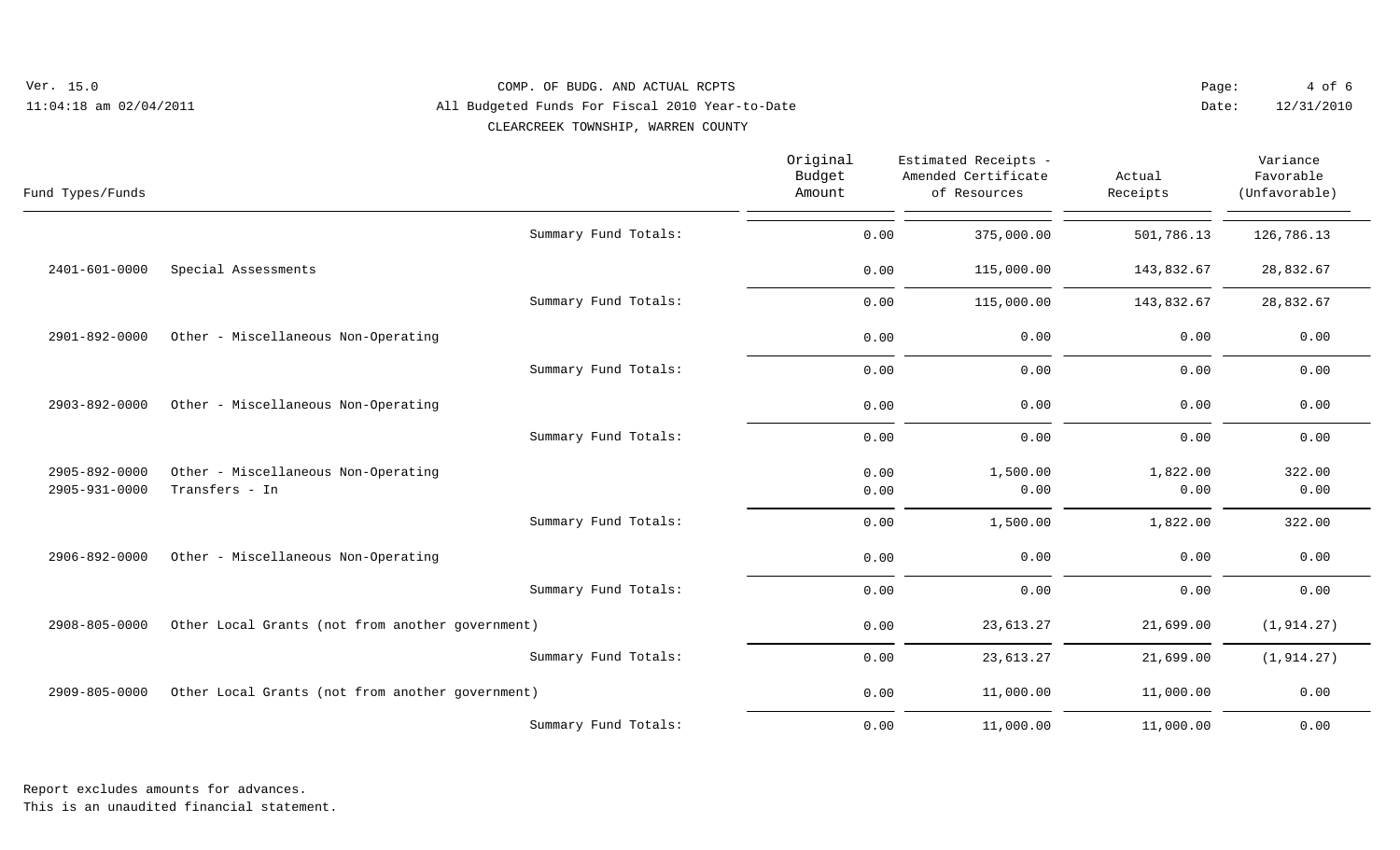COMP. OF BUDG. AND ACTUAL RCPTS

All Budgeted Funds For Fiscal 2010 Year-to-Date

CLEARCREEK TOWNSHIP, WARREN COUNTY

Ver. 15.0
11:04:18 am 02/04/2011

Date: 12/31/2010

| Fund Types/Funds | | | Original Budget Amount | Estimated Receipts - Amended Certificate of Resources | Actual Receipts | Variance Favorable (Unfavorable) |
|---|---|---|---|---|---|---|
| | | Summary Fund Totals: | 0.00 | 375,000.00 | 501,786.13 | 126,786.13 |
| 2401-601-0000 | Special Assessments | | 0.00 | 115,000.00 | 143,832.67 | 28,832.67 |
| | | Summary Fund Totals: | 0.00 | 115,000.00 | 143,832.67 | 28,832.67 |
| 2901-892-0000 | Other - Miscellaneous Non-Operating | | 0.00 | 0.00 | 0.00 | 0.00 |
| | | Summary Fund Totals: | 0.00 | 0.00 | 0.00 | 0.00 |
| 2903-892-0000 | Other - Miscellaneous Non-Operating | | 0.00 | 0.00 | 0.00 | 0.00 |
| | | Summary Fund Totals: | 0.00 | 0.00 | 0.00 | 0.00 |
| 2905-892-0000 | Other - Miscellaneous Non-Operating | | 0.00 | 1,500.00 | 1,822.00 | 322.00 |
| 2905-931-0000 | Transfers - In | | 0.00 | 0.00 | 0.00 | 0.00 |
| | | Summary Fund Totals: | 0.00 | 1,500.00 | 1,822.00 | 322.00 |
| 2906-892-0000 | Other - Miscellaneous Non-Operating | | 0.00 | 0.00 | 0.00 | 0.00 |
| | | Summary Fund Totals: | 0.00 | 0.00 | 0.00 | 0.00 |
| 2908-805-0000 | Other Local Grants (not from another government) | | 0.00 | 23,613.27 | 21,699.00 | (1,914.27) |
| | | Summary Fund Totals: | 0.00 | 23,613.27 | 21,699.00 | (1,914.27) |
| 2909-805-0000 | Other Local Grants (not from another government) | | 0.00 | 11,000.00 | 11,000.00 | 0.00 |
| | | Summary Fund Totals: | 0.00 | 11,000.00 | 11,000.00 | 0.00 |

Report excludes amounts for advances.
This is an unaudited financial statement.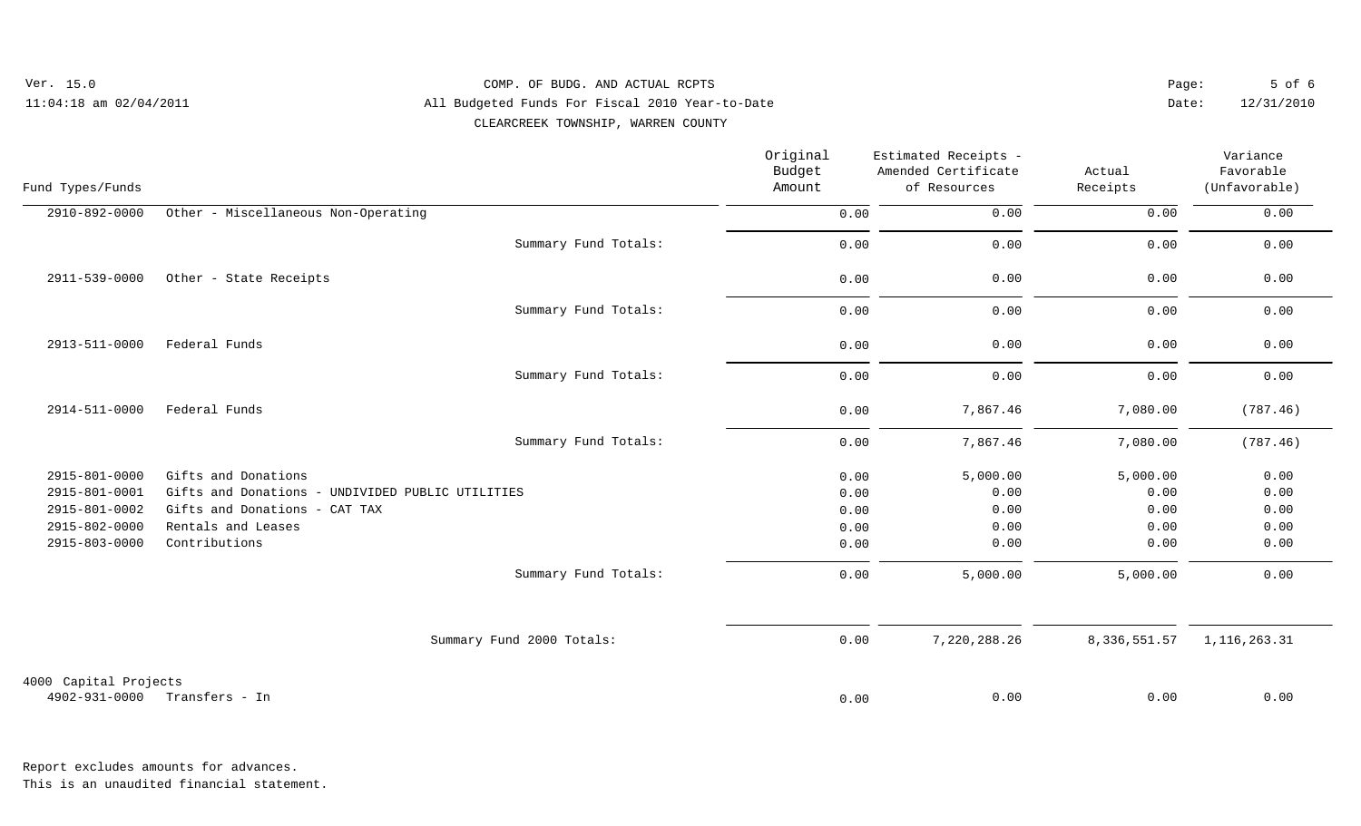COMP. OF BUDG. AND ACTUAL RCPTS

All Budgeted Funds For Fiscal 2010 Year-to-Date

CLEARCREEK TOWNSHIP, WARREN COUNTY

Ver. 15.0
11:04:18 am 02/04/2011

Date: 12/31/2010

| Fund Types/Funds | | Original Budget Amount | Estimated Receipts - Amended Certificate of Resources | Actual Receipts | Variance Favorable (Unfavorable) |
|---|---|---|---|---|---|
| 2910-892-0000 | Other - Miscellaneous Non-Operating | 0.00 | 0.00 | 0.00 | 0.00 |
| | Summary Fund Totals: | 0.00 | 0.00 | 0.00 | 0.00 |
| 2911-539-0000 | Other - State Receipts | 0.00 | 0.00 | 0.00 | 0.00 |
| | Summary Fund Totals: | 0.00 | 0.00 | 0.00 | 0.00 |
| 2913-511-0000 | Federal Funds | 0.00 | 0.00 | 0.00 | 0.00 |
| | Summary Fund Totals: | 0.00 | 0.00 | 0.00 | 0.00 |
| 2914-511-0000 | Federal Funds | 0.00 | 7,867.46 | 7,080.00 | (787.46) |
| | Summary Fund Totals: | 0.00 | 7,867.46 | 7,080.00 | (787.46) |
| 2915-801-0000 | Gifts and Donations | 0.00 | 5,000.00 | 5,000.00 | 0.00 |
| 2915-801-0001 | Gifts and Donations - UNDIVIDED PUBLIC UTILITIES | 0.00 | 0.00 | 0.00 | 0.00 |
| 2915-801-0002 | Gifts and Donations - CAT TAX | 0.00 | 0.00 | 0.00 | 0.00 |
| 2915-802-0000 | Rentals and Leases | 0.00 | 0.00 | 0.00 | 0.00 |
| 2915-803-0000 | Contributions | 0.00 | 0.00 | 0.00 | 0.00 |
| | Summary Fund Totals: | 0.00 | 5,000.00 | 5,000.00 | 0.00 |
| | Summary Fund 2000 Totals: | 0.00 | 7,220,288.26 | 8,336,551.57 | 1,116,263.31 |
| 4000 Capital Projects | | | | | |
| 4902-931-0000 | Transfers - In | 0.00 | 0.00 | 0.00 | 0.00 |

Report excludes amounts for advances.
This is an unaudited financial statement.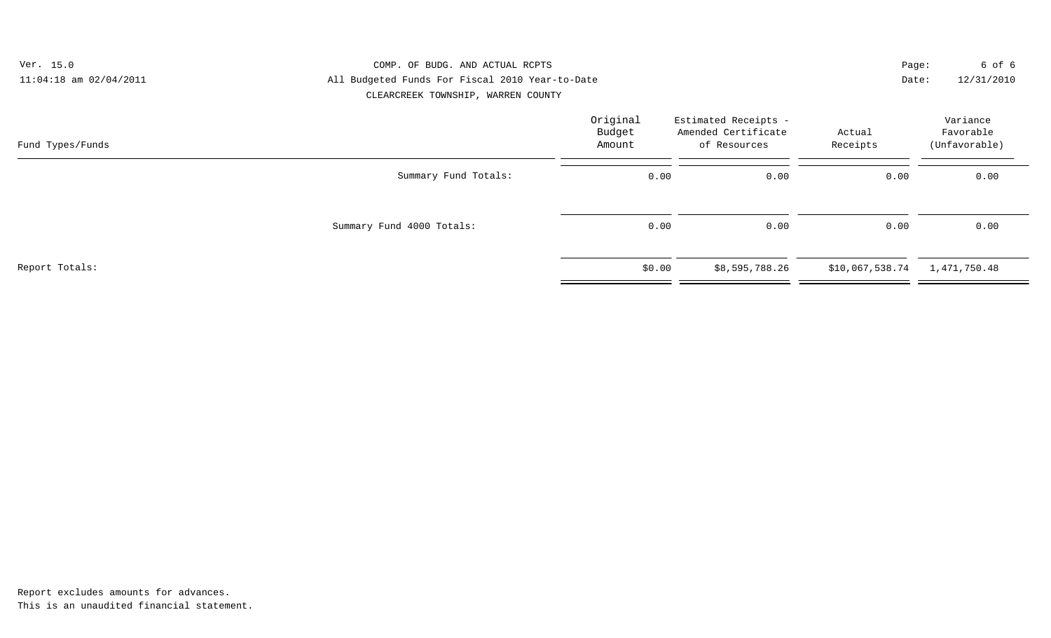Ver. 15.0

11:04:18 am 02/04/2011

# COMP. OF BUDG. AND ACTUAL RCPTS

## All Budgeted Funds For Fiscal 2010 Year-to-Date

## CLEARCREEK TOWNSHIP, WARREN COUNTY

Date: 12/31/2010

| Fund Types/Funds | Original Budget Amount | Estimated Receipts - Amended Certificate of Resources | Actual Receipts | Variance Favorable (Unfavorable) |
|---|---|---|---|---|
| Summary Fund Totals: | 0.00 | 0.00 | 0.00 | 0.00 |
| Summary Fund 4000 Totals: | 0.00 | 0.00 | 0.00 | 0.00 |
| Report Totals: | $0.00 | $8,595,788.26 | $10,067,538.74 | 1,471,750.48 |

Report excludes amounts for advances.

This is an unaudited financial statement.